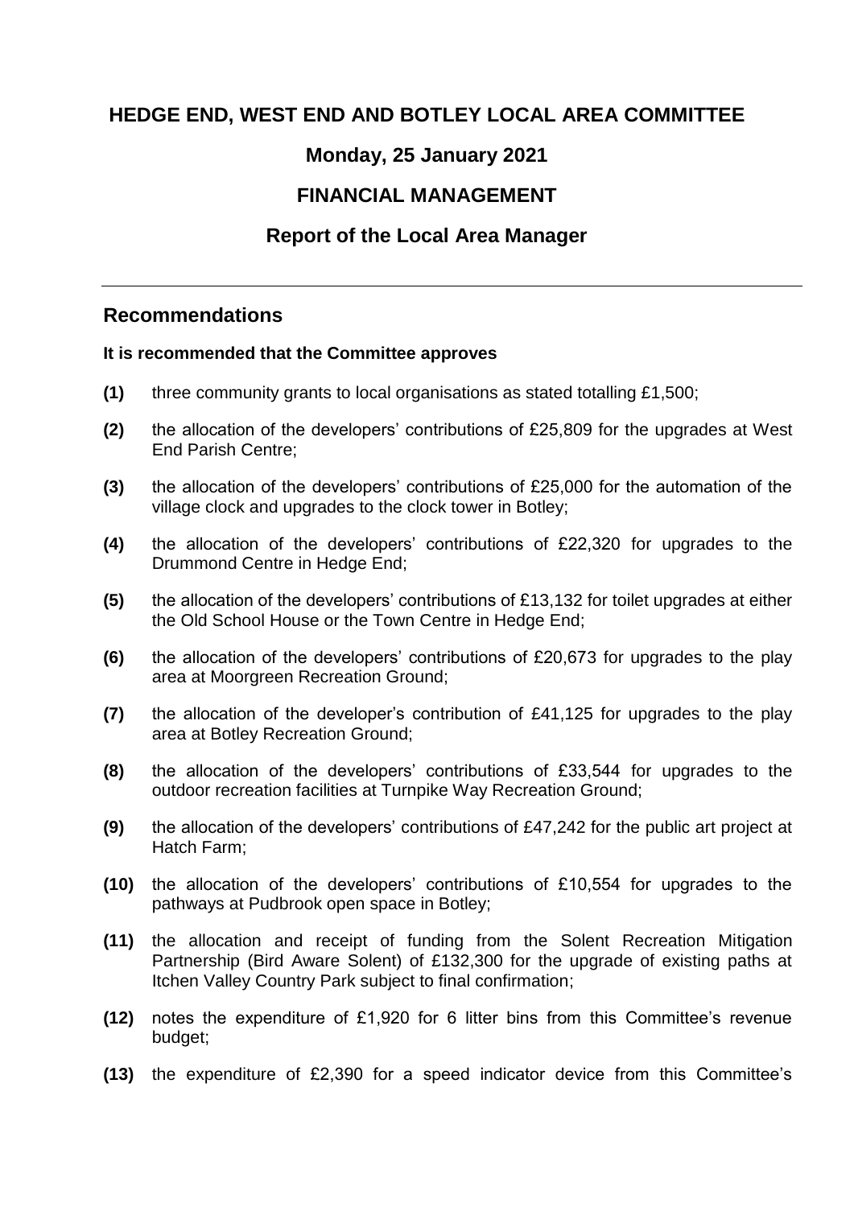# HEDGE END, WEST END AND BOTLEY LOCAL AREA COMMITTEE

## Monday, 25 January 2021

## FINANCIAL MANAGEMENT

## Report of the Local Area Manager

---

## Recommendations

**It is recommended that the Committee approves**

**(1)** three community grants to local organisations as stated totalling £1,500;

**(2)** the allocation of the developers' contributions of £25,809 for the upgrades at West End Parish Centre;

**(3)** the allocation of the developers' contributions of £25,000 for the automation of the village clock and upgrades to the clock tower in Botley;

**(4)** the allocation of the developers' contributions of £22,320 for upgrades to the Drummond Centre in Hedge End;

**(5)** the allocation of the developers' contributions of £13,132 for toilet upgrades at either the Old School House or the Town Centre in Hedge End;

**(6)** the allocation of the developers' contributions of £20,673 for upgrades to the play area at Moorgreen Recreation Ground;

**(7)** the allocation of the developer's contribution of £41,125 for upgrades to the play area at Botley Recreation Ground;

**(8)** the allocation of the developers' contributions of £33,544 for upgrades to the outdoor recreation facilities at Turnpike Way Recreation Ground;

**(9)** the allocation of the developers' contributions of £47,242 for the public art project at Hatch Farm;

**(10)** the allocation of the developers' contributions of £10,554 for upgrades to the pathways at Pudbrook open space in Botley;

**(11)** the allocation and receipt of funding from the Solent Recreation Mitigation Partnership (Bird Aware Solent) of £132,300 for the upgrade of existing paths at Itchen Valley Country Park subject to final confirmation;

**(12)** notes the expenditure of £1,920 for 6 litter bins from this Committee's revenue budget;

**(13)** the expenditure of £2,390 for a speed indicator device from this Committee's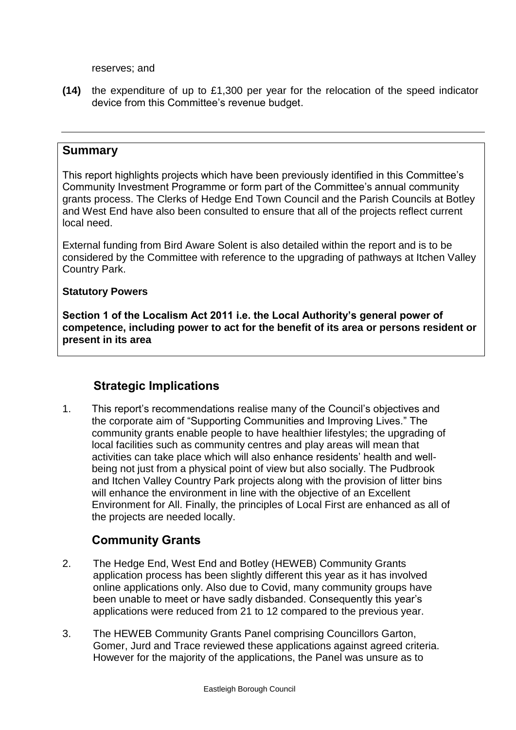reserves; and

**(14)** the expenditure of up to £1,300 per year for the relocation of the speed indicator device from this Committee's revenue budget.

---

## Summary

This report highlights projects which have been previously identified in this Committee's Community Investment Programme or form part of the Committee's annual community grants process. The Clerks of Hedge End Town Council and the Parish Councils at Botley and West End have also been consulted to ensure that all of the projects reflect current local need.

External funding from Bird Aware Solent is also detailed within the report and is to be considered by the Committee with reference to the upgrading of pathways at Itchen Valley Country Park.

**Statutory Powers**

**Section 1 of the Localism Act 2011 i.e. the Local Authority's general power of competence, including power to act for the benefit of its area or persons resident or present in its area**

## Strategic Implications

1. This report's recommendations realise many of the Council's objectives and the corporate aim of "Supporting Communities and Improving Lives." The community grants enable people to have healthier lifestyles; the upgrading of local facilities such as community centres and play areas will mean that activities can take place which will also enhance residents' health and well-being not just from a physical point of view but also socially. The Pudbrook and Itchen Valley Country Park projects along with the provision of litter bins will enhance the environment in line with the objective of an Excellent Environment for All. Finally, the principles of Local First are enhanced as all of the projects are needed locally.

## Community Grants

2. The Hedge End, West End and Botley (HEWEB) Community Grants application process has been slightly different this year as it has involved online applications only. Also due to Covid, many community groups have been unable to meet or have sadly disbanded. Consequently this year's applications were reduced from 21 to 12 compared to the previous year.

3. The HEWEB Community Grants Panel comprising Councillors Garton, Gomer, Jurd and Trace reviewed these applications against agreed criteria. However for the majority of the applications, the Panel was unsure as to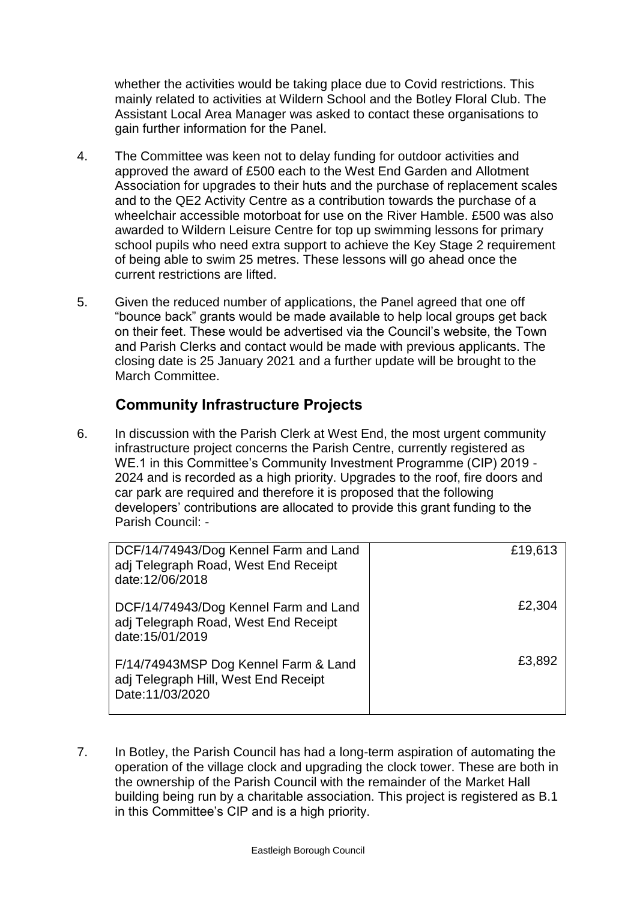whether the activities would be taking place due to Covid restrictions. This mainly related to activities at Wildern School and the Botley Floral Club. The Assistant Local Area Manager was asked to contact these organisations to gain further information for the Panel.

4. The Committee was keen not to delay funding for outdoor activities and approved the award of £500 each to the West End Garden and Allotment Association for upgrades to their huts and the purchase of replacement scales and to the QE2 Activity Centre as a contribution towards the purchase of a wheelchair accessible motorboat for use on the River Hamble. £500 was also awarded to Wildern Leisure Centre for top up swimming lessons for primary school pupils who need extra support to achieve the Key Stage 2 requirement of being able to swim 25 metres. These lessons will go ahead once the current restrictions are lifted.

5. Given the reduced number of applications, the Panel agreed that one off "bounce back" grants would be made available to help local groups get back on their feet. These would be advertised via the Council's website, the Town and Parish Clerks and contact would be made with previous applicants. The closing date is 25 January 2021 and a further update will be brought to the March Committee.

## Community Infrastructure Projects

6. In discussion with the Parish Clerk at West End, the most urgent community infrastructure project concerns the Parish Centre, currently registered as WE.1 in this Committee's Community Investment Programme (CIP) 2019 - 2024 and is recorded as a high priority. Upgrades to the roof, fire doors and car park are required and therefore it is proposed that the following developers' contributions are allocated to provide this grant funding to the Parish Council: -

| | |
|---|---|
| DCF/14/74943/Dog Kennel Farm and Land adj Telegraph Road, West End Receipt date:12/06/2018 | £19,613 |
| DCF/14/74943/Dog Kennel Farm and Land adj Telegraph Road, West End Receipt date:15/01/2019 | £2,304 |
| F/14/74943MSP Dog Kennel Farm & Land adj Telegraph Hill, West End Receipt Date:11/03/2020 | £3,892 |

7. In Botley, the Parish Council has had a long-term aspiration of automating the operation of the village clock and upgrading the clock tower. These are both in the ownership of the Parish Council with the remainder of the Market Hall building being run by a charitable association. This project is registered as B.1 in this Committee's CIP and is a high priority.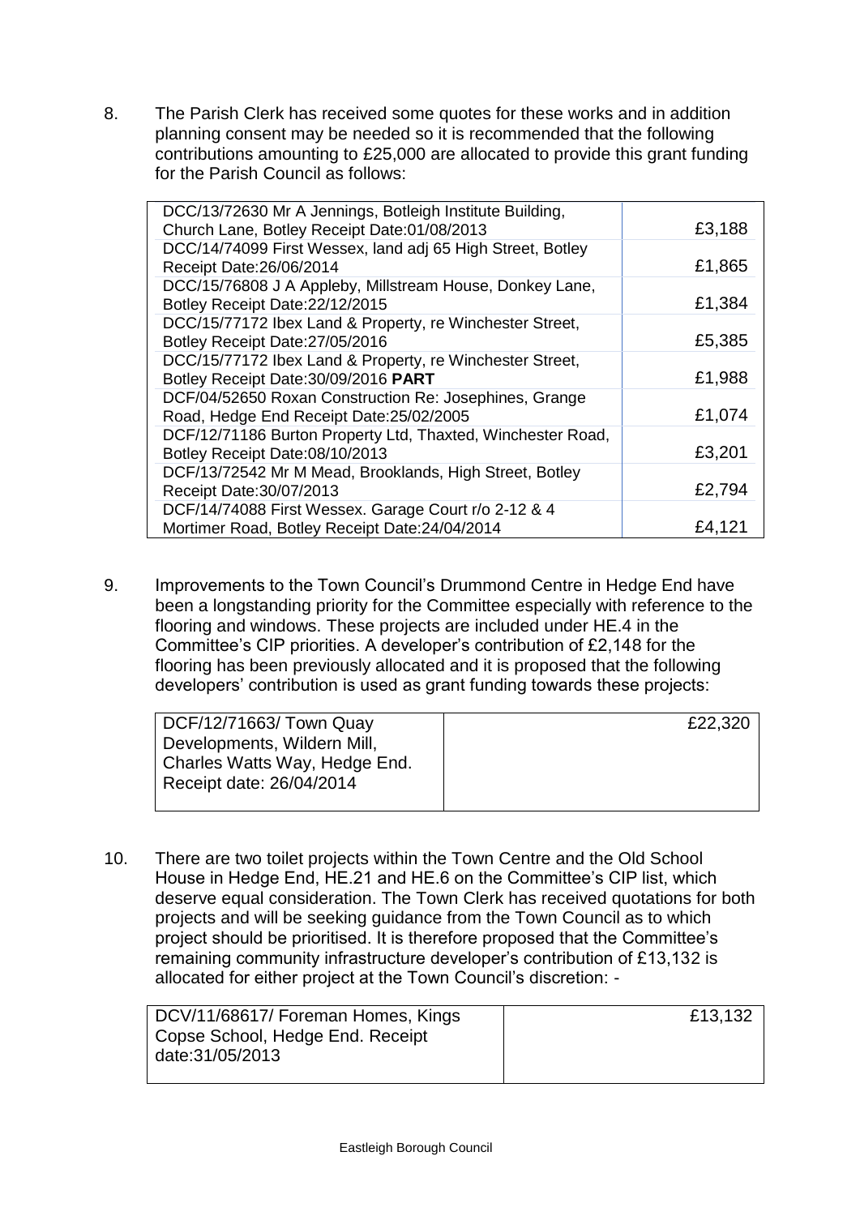8. The Parish Clerk has received some quotes for these works and in addition planning consent may be needed so it is recommended that the following contributions amounting to £25,000 are allocated to provide this grant funding for the Parish Council as follows:

| | |
|---|---|
| DCC/13/72630 Mr A Jennings, Botleigh Institute Building, Church Lane, Botley Receipt Date:01/08/2013 | £3,188 |
| DCC/14/74099 First Wessex, land adj 65 High Street, Botley Receipt Date:26/06/2014 | £1,865 |
| DCC/15/76808 J A Appleby, Millstream House, Donkey Lane, Botley Receipt Date:22/12/2015 | £1,384 |
| DCC/15/77172 Ibex Land & Property, re Winchester Street, Botley Receipt Date:27/05/2016 | £5,385 |
| DCC/15/77172 Ibex Land & Property, re Winchester Street, Botley Receipt Date:30/09/2016 **PART** | £1,988 |
| DCF/04/52650 Roxan Construction Re: Josephines, Grange Road, Hedge End Receipt Date:25/02/2005 | £1,074 |
| DCF/12/71186 Burton Property Ltd, Thaxted, Winchester Road, Botley Receipt Date:08/10/2013 | £3,201 |
| DCF/13/72542 Mr M Mead, Brooklands, High Street, Botley Receipt Date:30/07/2013 | £2,794 |
| DCF/14/74088 First Wessex. Garage Court r/o 2-12 & 4 Mortimer Road, Botley Receipt Date:24/04/2014 | £4,121 |

9. Improvements to the Town Council's Drummond Centre in Hedge End have been a longstanding priority for the Committee especially with reference to the flooring and windows. These projects are included under HE.4 in the Committee's CIP priorities. A developer's contribution of £2,148 for the flooring has been previously allocated and it is proposed that the following developers' contribution is used as grant funding towards these projects:

| | |
|---|---|
| DCF/12/71663/ Town Quay Developments, Wildern Mill, Charles Watts Way, Hedge End. Receipt date: 26/04/2014 | £22,320 |

10. There are two toilet projects within the Town Centre and the Old School House in Hedge End, HE.21 and HE.6 on the Committee's CIP list, which deserve equal consideration. The Town Clerk has received quotations for both projects and will be seeking guidance from the Town Council as to which project should be prioritised. It is therefore proposed that the Committee's remaining community infrastructure developer's contribution of £13,132 is allocated for either project at the Town Council's discretion: -

| | |
|---|---|
| DCV/11/68617/ Foreman Homes, Kings Copse School, Hedge End. Receipt date:31/05/2013 | £13,132 |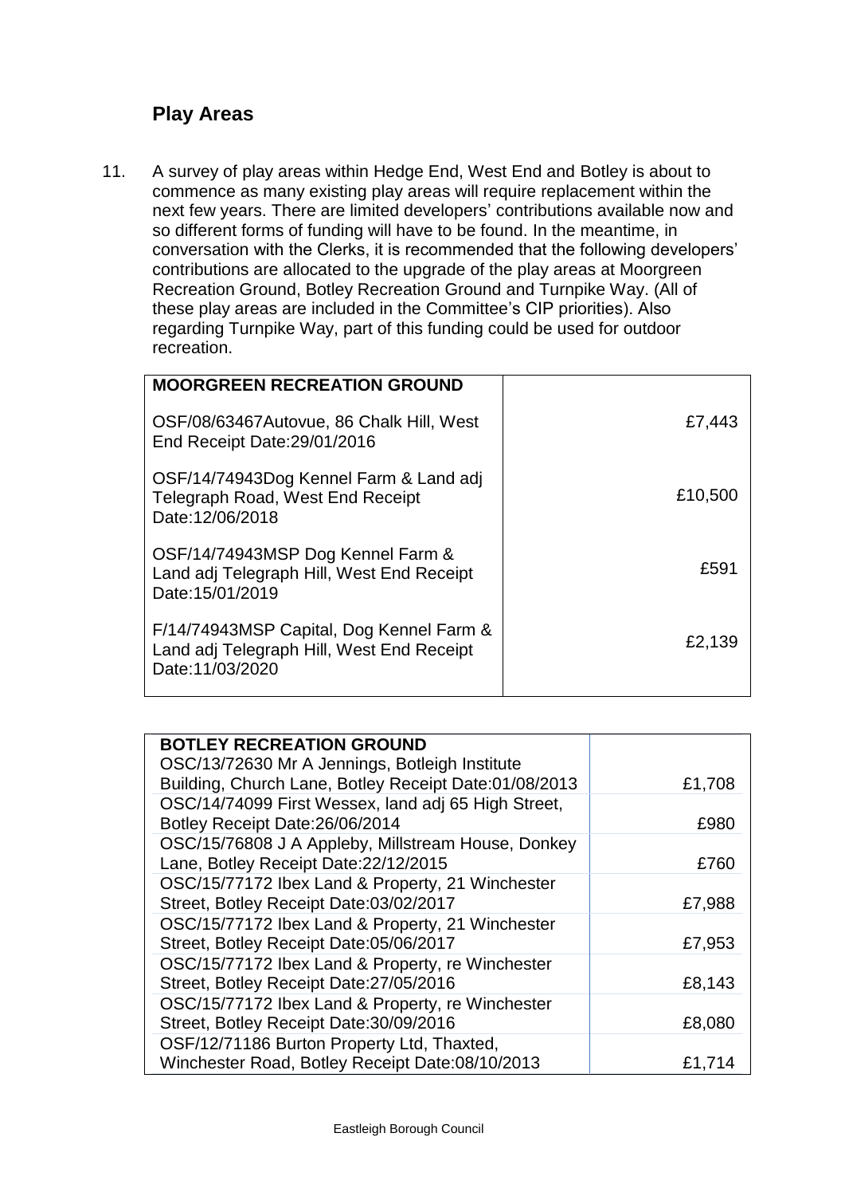## Play Areas

11. A survey of play areas within Hedge End, West End and Botley is about to commence as many existing play areas will require replacement within the next few years. There are limited developers' contributions available now and so different forms of funding will have to be found. In the meantime, in conversation with the Clerks, it is recommended that the following developers' contributions are allocated to the upgrade of the play areas at Moorgreen Recreation Ground, Botley Recreation Ground and Turnpike Way. (All of these play areas are included in the Committee's CIP priorities). Also regarding Turnpike Way, part of this funding could be used for outdoor recreation.

| MOORGREEN RECREATION GROUND | |
|---|---|
| OSF/08/63467Autovue, 86 Chalk Hill, West End Receipt Date:29/01/2016 | £7,443 |
| OSF/14/74943Dog Kennel Farm & Land adj Telegraph Road, West End Receipt Date:12/06/2018 | £10,500 |
| OSF/14/74943MSP Dog Kennel Farm & Land adj Telegraph Hill, West End Receipt Date:15/01/2019 | £591 |
| F/14/74943MSP Capital, Dog Kennel Farm & Land adj Telegraph Hill, West End Receipt Date:11/03/2020 | £2,139 |

| BOTLEY RECREATION GROUND | |
|---|---|
| OSC/13/72630 Mr A Jennings, Botleigh Institute Building, Church Lane, Botley Receipt Date:01/08/2013 | £1,708 |
| OSC/14/74099 First Wessex, land adj 65 High Street, Botley Receipt Date:26/06/2014 | £980 |
| OSC/15/76808 J A Appleby, Millstream House, Donkey Lane, Botley Receipt Date:22/12/2015 | £760 |
| OSC/15/77172 Ibex Land & Property, 21 Winchester Street, Botley Receipt Date:03/02/2017 | £7,988 |
| OSC/15/77172 Ibex Land & Property, 21 Winchester Street, Botley Receipt Date:05/06/2017 | £7,953 |
| OSC/15/77172 Ibex Land & Property, re Winchester Street, Botley Receipt Date:27/05/2016 | £8,143 |
| OSC/15/77172 Ibex Land & Property, re Winchester Street, Botley Receipt Date:30/09/2016 | £8,080 |
| OSF/12/71186 Burton Property Ltd, Thaxted, Winchester Road, Botley Receipt Date:08/10/2013 | £1,714 |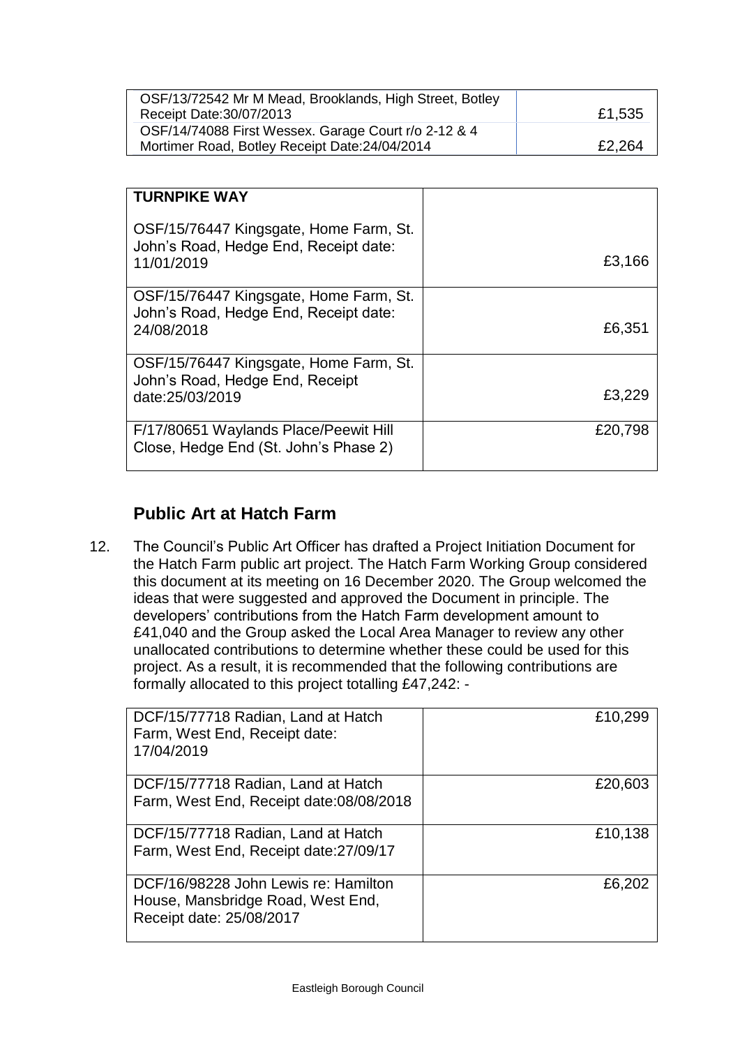| | |
|---|---|
| OSF/13/72542 Mr M Mead, Brooklands, High Street, Botley Receipt Date:30/07/2013 | £1,535 |
| OSF/14/74088 First Wessex. Garage Court r/o 2-12 & 4 Mortimer Road, Botley Receipt Date:24/04/2014 | £2,264 |

| **TURNPIKE WAY** | |
|---|---|
| OSF/15/76447 Kingsgate, Home Farm, St. John's Road, Hedge End, Receipt date: 11/01/2019 | £3,166 |
| OSF/15/76447 Kingsgate, Home Farm, St. John's Road, Hedge End, Receipt date: 24/08/2018 | £6,351 |
| OSF/15/76447 Kingsgate, Home Farm, St. John's Road, Hedge End, Receipt date:25/03/2019 | £3,229 |
| F/17/80651 Waylands Place/Peewit Hill Close, Hedge End (St. John's Phase 2) | £20,798 |

## Public Art at Hatch Farm

12. The Council's Public Art Officer has drafted a Project Initiation Document for the Hatch Farm public art project. The Hatch Farm Working Group considered this document at its meeting on 16 December 2020. The Group welcomed the ideas that were suggested and approved the Document in principle. The developers' contributions from the Hatch Farm development amount to £41,040 and the Group asked the Local Area Manager to review any other unallocated contributions to determine whether these could be used for this project. As a result, it is recommended that the following contributions are formally allocated to this project totalling £47,242: -

| | |
|---|---|
| DCF/15/77718 Radian, Land at Hatch Farm, West End, Receipt date: 17/04/2019 | £10,299 |
| DCF/15/77718 Radian, Land at Hatch Farm, West End, Receipt date:08/08/2018 | £20,603 |
| DCF/15/77718 Radian, Land at Hatch Farm, West End, Receipt date:27/09/17 | £10,138 |
| DCF/16/98228 John Lewis re: Hamilton House, Mansbridge Road, West End, Receipt date: 25/08/2017 | £6,202 |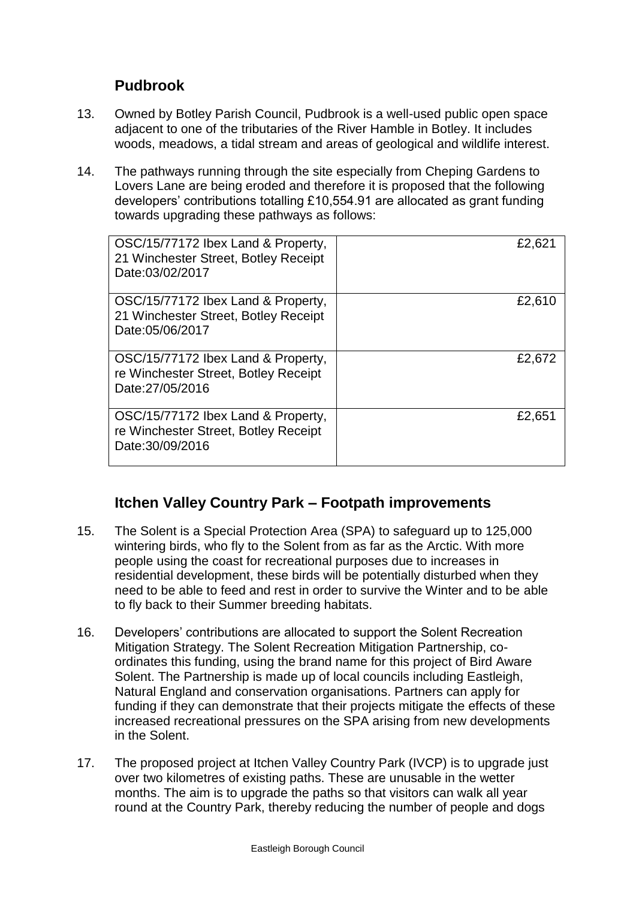## Pudbrook

13. Owned by Botley Parish Council, Pudbrook is a well-used public open space adjacent to one of the tributaries of the River Hamble in Botley. It includes woods, meadows, a tidal stream and areas of geological and wildlife interest.

14. The pathways running through the site especially from Cheping Gardens to Lovers Lane are being eroded and therefore it is proposed that the following developers' contributions totalling £10,554.91 are allocated as grant funding towards upgrading these pathways as follows:

| | |
|---|---:|
| OSC/15/77172 Ibex Land & Property, 21 Winchester Street, Botley Receipt Date:03/02/2017 | £2,621 |
| OSC/15/77172 Ibex Land & Property, 21 Winchester Street, Botley Receipt Date:05/06/2017 | £2,610 |
| OSC/15/77172 Ibex Land & Property, re Winchester Street, Botley Receipt Date:27/05/2016 | £2,672 |
| OSC/15/77172 Ibex Land & Property, re Winchester Street, Botley Receipt Date:30/09/2016 | £2,651 |

## Itchen Valley Country Park – Footpath improvements

15. The Solent is a Special Protection Area (SPA) to safeguard up to 125,000 wintering birds, who fly to the Solent from as far as the Arctic. With more people using the coast for recreational purposes due to increases in residential development, these birds will be potentially disturbed when they need to be able to feed and rest in order to survive the Winter and to be able to fly back to their Summer breeding habitats.

16. Developers' contributions are allocated to support the Solent Recreation Mitigation Strategy. The Solent Recreation Mitigation Partnership, co-ordinates this funding, using the brand name for this project of Bird Aware Solent. The Partnership is made up of local councils including Eastleigh, Natural England and conservation organisations. Partners can apply for funding if they can demonstrate that their projects mitigate the effects of these increased recreational pressures on the SPA arising from new developments in the Solent.

17. The proposed project at Itchen Valley Country Park (IVCP) is to upgrade just over two kilometres of existing paths. These are unusable in the wetter months. The aim is to upgrade the paths so that visitors can walk all year round at the Country Park, thereby reducing the number of people and dogs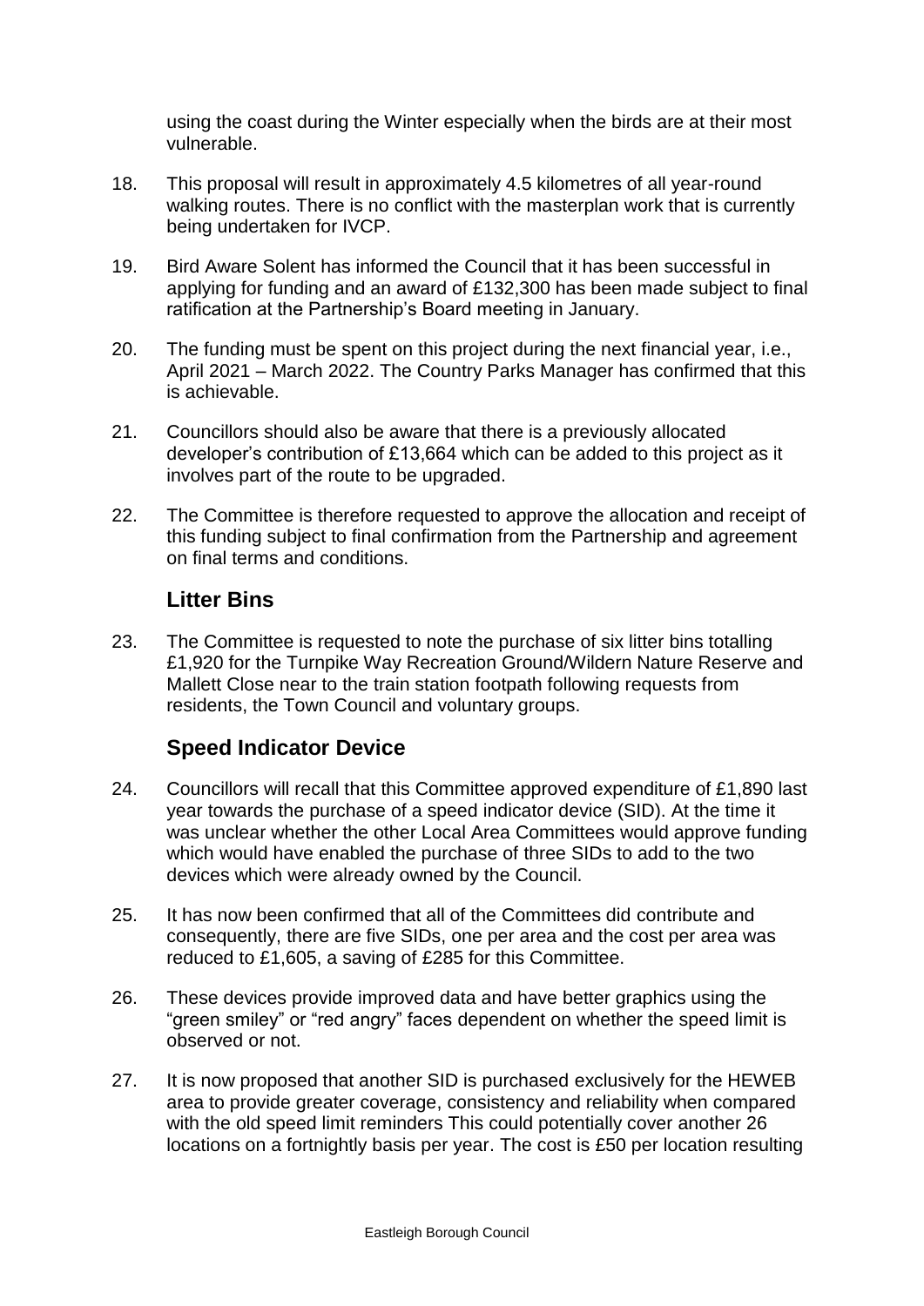using the coast during the Winter especially when the birds are at their most vulnerable.

18. This proposal will result in approximately 4.5 kilometres of all year-round walking routes. There is no conflict with the masterplan work that is currently being undertaken for IVCP.

19. Bird Aware Solent has informed the Council that it has been successful in applying for funding and an award of £132,300 has been made subject to final ratification at the Partnership's Board meeting in January.

20. The funding must be spent on this project during the next financial year, i.e., April 2021 – March 2022. The Country Parks Manager has confirmed that this is achievable.

21. Councillors should also be aware that there is a previously allocated developer's contribution of £13,664 which can be added to this project as it involves part of the route to be upgraded.

22. The Committee is therefore requested to approve the allocation and receipt of this funding subject to final confirmation from the Partnership and agreement on final terms and conditions.

## Litter Bins

23. The Committee is requested to note the purchase of six litter bins totalling £1,920 for the Turnpike Way Recreation Ground/Wildern Nature Reserve and Mallett Close near to the train station footpath following requests from residents, the Town Council and voluntary groups.

## Speed Indicator Device

24. Councillors will recall that this Committee approved expenditure of £1,890 last year towards the purchase of a speed indicator device (SID). At the time it was unclear whether the other Local Area Committees would approve funding which would have enabled the purchase of three SIDs to add to the two devices which were already owned by the Council.

25. It has now been confirmed that all of the Committees did contribute and consequently, there are five SIDs, one per area and the cost per area was reduced to £1,605, a saving of £285 for this Committee.

26. These devices provide improved data and have better graphics using the "green smiley" or "red angry" faces dependent on whether the speed limit is observed or not.

27. It is now proposed that another SID is purchased exclusively for the HEWEB area to provide greater coverage, consistency and reliability when compared with the old speed limit reminders This could potentially cover another 26 locations on a fortnightly basis per year. The cost is £50 per location resulting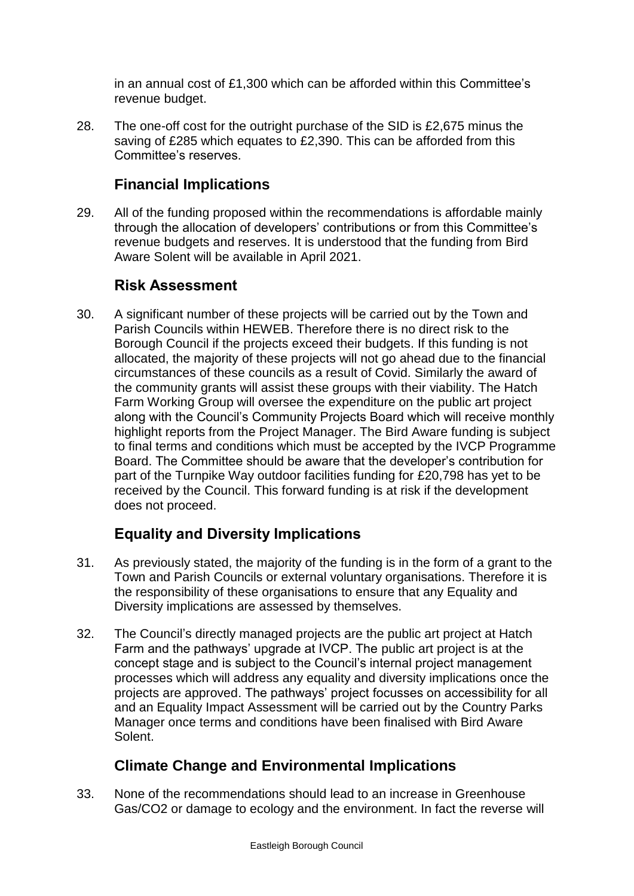in an annual cost of £1,300 which can be afforded within this Committee's revenue budget.

28. The one-off cost for the outright purchase of the SID is £2,675 minus the saving of £285 which equates to £2,390. This can be afforded from this Committee's reserves.

## Financial Implications

29. All of the funding proposed within the recommendations is affordable mainly through the allocation of developers' contributions or from this Committee's revenue budgets and reserves. It is understood that the funding from Bird Aware Solent will be available in April 2021.

## Risk Assessment

30. A significant number of these projects will be carried out by the Town and Parish Councils within HEWEB. Therefore there is no direct risk to the Borough Council if the projects exceed their budgets. If this funding is not allocated, the majority of these projects will not go ahead due to the financial circumstances of these councils as a result of Covid. Similarly the award of the community grants will assist these groups with their viability. The Hatch Farm Working Group will oversee the expenditure on the public art project along with the Council's Community Projects Board which will receive monthly highlight reports from the Project Manager. The Bird Aware funding is subject to final terms and conditions which must be accepted by the IVCP Programme Board. The Committee should be aware that the developer's contribution for part of the Turnpike Way outdoor facilities funding for £20,798 has yet to be received by the Council. This forward funding is at risk if the development does not proceed.

## Equality and Diversity Implications

31. As previously stated, the majority of the funding is in the form of a grant to the Town and Parish Councils or external voluntary organisations. Therefore it is the responsibility of these organisations to ensure that any Equality and Diversity implications are assessed by themselves.

32. The Council's directly managed projects are the public art project at Hatch Farm and the pathways' upgrade at IVCP. The public art project is at the concept stage and is subject to the Council's internal project management processes which will address any equality and diversity implications once the projects are approved. The pathways' project focusses on accessibility for all and an Equality Impact Assessment will be carried out by the Country Parks Manager once terms and conditions have been finalised with Bird Aware Solent.

## Climate Change and Environmental Implications

33. None of the recommendations should lead to an increase in Greenhouse Gas/$CO_2$ or damage to ecology and the environment. In fact the reverse will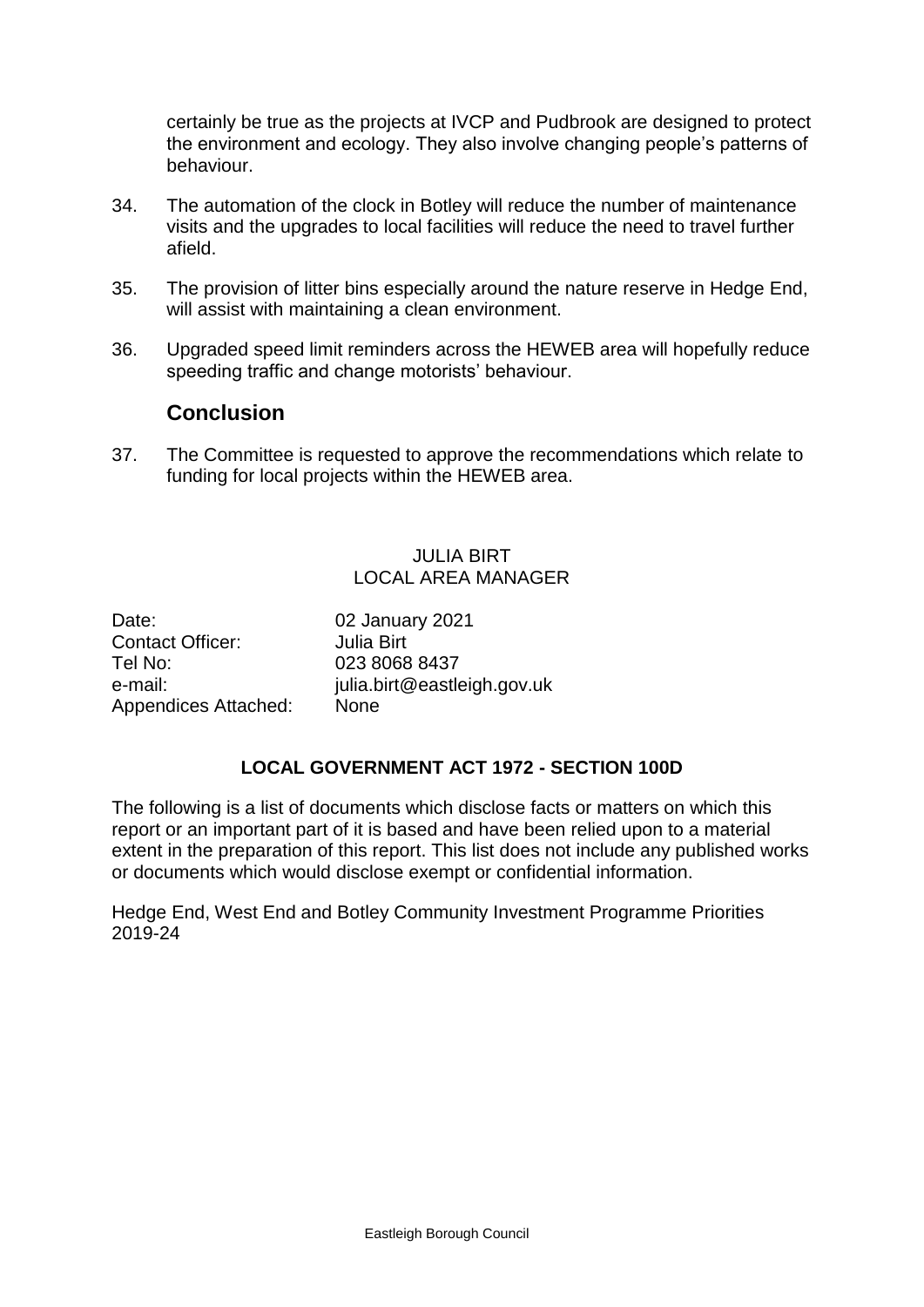certainly be true as the projects at IVCP and Pudbrook are designed to protect the environment and ecology. They also involve changing people's patterns of behaviour.

34. The automation of the clock in Botley will reduce the number of maintenance visits and the upgrades to local facilities will reduce the need to travel further afield.

35. The provision of litter bins especially around the nature reserve in Hedge End, will assist with maintaining a clean environment.

36. Upgraded speed limit reminders across the HEWEB area will hopefully reduce speeding traffic and change motorists' behaviour.

## Conclusion

37. The Committee is requested to approve the recommendations which relate to funding for local projects within the HEWEB area.

JULIA BIRT
LOCAL AREA MANAGER

| | |
|---|---|
| Date: | 02 January 2021 |
| Contact Officer: | Julia Birt |
| Tel No: | 023 8068 8437 |
| e-mail: | julia.birt@eastleigh.gov.uk |
| Appendices Attached: | None |

**LOCAL GOVERNMENT ACT 1972 - SECTION 100D**

The following is a list of documents which disclose facts or matters on which this report or an important part of it is based and have been relied upon to a material extent in the preparation of this report. This list does not include any published works or documents which would disclose exempt or confidential information.

Hedge End, West End and Botley Community Investment Programme Priorities 2019-24